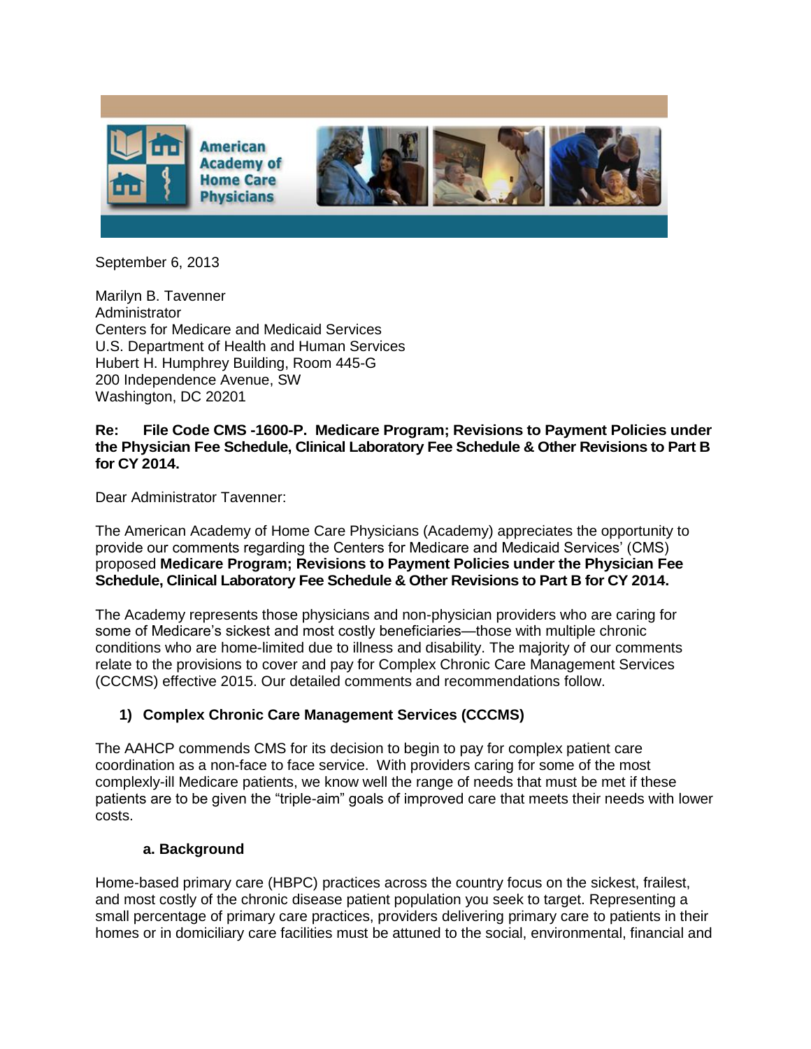American Academy of Home Care Physicians

September 6, 2013

Marilyn B. Tavenner
Administrator
Centers for Medicare and Medicaid Services
U.S. Department of Health and Human Services
Hubert H. Humphrey Building, Room 445-G
200 Independence Avenue, SW
Washington, DC 20201

**Re: File Code CMS -1600-P. Medicare Program; Revisions to Payment Policies under the Physician Fee Schedule, Clinical Laboratory Fee Schedule & Other Revisions to Part B for CY 2014.**

Dear Administrator Tavenner:

The American Academy of Home Care Physicians (Academy) appreciates the opportunity to provide our comments regarding the Centers for Medicare and Medicaid Services' (CMS) proposed **Medicare Program; Revisions to Payment Policies under the Physician Fee Schedule, Clinical Laboratory Fee Schedule & Other Revisions to Part B for CY 2014.**

The Academy represents those physicians and non-physician providers who are caring for some of Medicare's sickest and most costly beneficiaries—those with multiple chronic conditions who are home-limited due to illness and disability. The majority of our comments relate to the provisions to cover and pay for Complex Chronic Care Management Services (CCCMS) effective 2015. Our detailed comments and recommendations follow.

## 1) Complex Chronic Care Management Services (CCCMS)

The AAHCP commends CMS for its decision to begin to pay for complex patient care coordination as a non-face to face service. With providers caring for some of the most complexly-ill Medicare patients, we know well the range of needs that must be met if these patients are to be given the "triple-aim" goals of improved care that meets their needs with lower costs.

### a. Background

Home-based primary care (HBPC) practices across the country focus on the sickest, frailest, and most costly of the chronic disease patient population you seek to target. Representing a small percentage of primary care practices, providers delivering primary care to patients in their homes or in domiciliary care facilities must be attuned to the social, environmental, financial and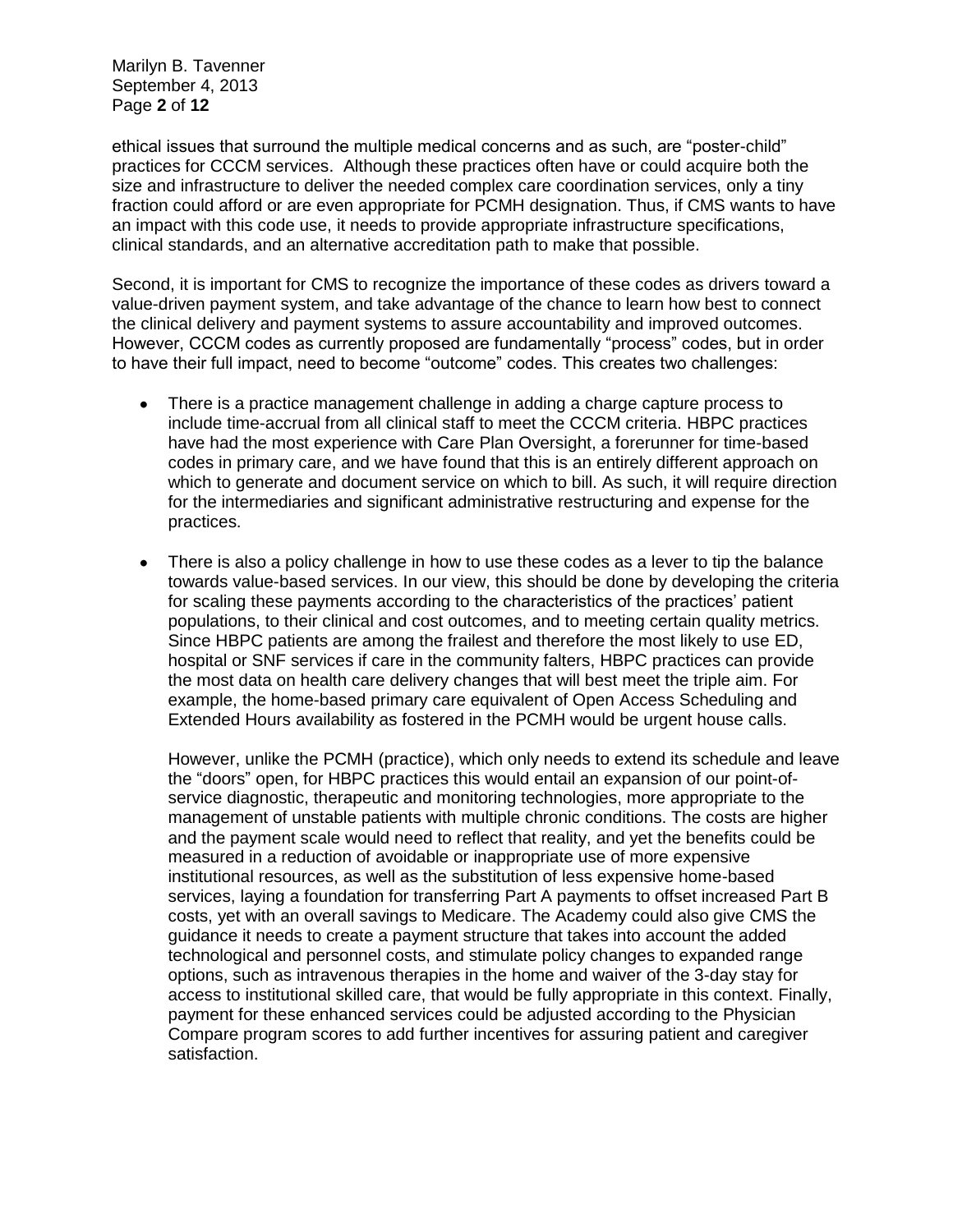ethical issues that surround the multiple medical concerns and as such, are "poster-child" practices for CCCM services. Although these practices often have or could acquire both the size and infrastructure to deliver the needed complex care coordination services, only a tiny fraction could afford or are even appropriate for PCMH designation. Thus, if CMS wants to have an impact with this code use, it needs to provide appropriate infrastructure specifications, clinical standards, and an alternative accreditation path to make that possible.

Second, it is important for CMS to recognize the importance of these codes as drivers toward a value-driven payment system, and take advantage of the chance to learn how best to connect the clinical delivery and payment systems to assure accountability and improved outcomes. However, CCCM codes as currently proposed are fundamentally "process" codes, but in order to have their full impact, need to become "outcome" codes. This creates two challenges:

- There is a practice management challenge in adding a charge capture process to include time-accrual from all clinical staff to meet the CCCM criteria. HBPC practices have had the most experience with Care Plan Oversight, a forerunner for time-based codes in primary care, and we have found that this is an entirely different approach on which to generate and document service on which to bill. As such, it will require direction for the intermediaries and significant administrative restructuring and expense for the practices.

- There is also a policy challenge in how to use these codes as a lever to tip the balance towards value-based services. In our view, this should be done by developing the criteria for scaling these payments according to the characteristics of the practices' patient populations, to their clinical and cost outcomes, and to meeting certain quality metrics. Since HBPC patients are among the frailest and therefore the most likely to use ED, hospital or SNF services if care in the community falters, HBPC practices can provide the most data on health care delivery changes that will best meet the triple aim. For example, the home-based primary care equivalent of Open Access Scheduling and Extended Hours availability as fostered in the PCMH would be urgent house calls.

  However, unlike the PCMH (practice), which only needs to extend its schedule and leave the "doors" open, for HBPC practices this would entail an expansion of our point-of-service diagnostic, therapeutic and monitoring technologies, more appropriate to the management of unstable patients with multiple chronic conditions. The costs are higher and the payment scale would need to reflect that reality, and yet the benefits could be measured in a reduction of avoidable or inappropriate use of more expensive institutional resources, as well as the substitution of less expensive home-based services, laying a foundation for transferring Part A payments to offset increased Part B costs, yet with an overall savings to Medicare. The Academy could also give CMS the guidance it needs to create a payment structure that takes into account the added technological and personnel costs, and stimulate policy changes to expanded range options, such as intravenous therapies in the home and waiver of the 3-day stay for access to institutional skilled care, that would be fully appropriate in this context. Finally, payment for these enhanced services could be adjusted according to the Physician Compare program scores to add further incentives for assuring patient and caregiver satisfaction.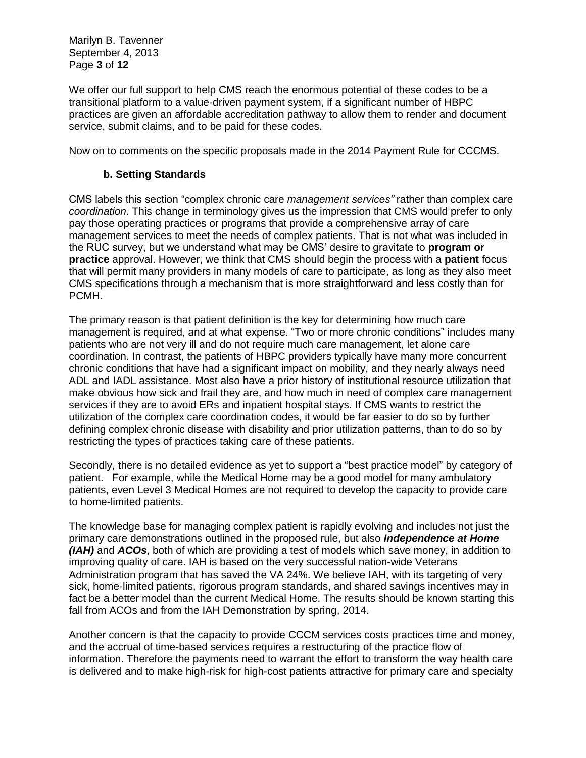We offer our full support to help CMS reach the enormous potential of these codes to be a transitional platform to a value-driven payment system, if a significant number of HBPC practices are given an affordable accreditation pathway to allow them to render and document service, submit claims, and to be paid for these codes.

Now on to comments on the specific proposals made in the 2014 Payment Rule for CCCMS.

### b. Setting Standards

CMS labels this section "complex chronic care *management services"* rather than complex care *coordination.* This change in terminology gives us the impression that CMS would prefer to only pay those operating practices or programs that provide a comprehensive array of care management services to meet the needs of complex patients. That is not what was included in the RUC survey, but we understand what may be CMS' desire to gravitate to **program or practice** approval. However, we think that CMS should begin the process with a **patient** focus that will permit many providers in many models of care to participate, as long as they also meet CMS specifications through a mechanism that is more straightforward and less costly than for PCMH.

The primary reason is that patient definition is the key for determining how much care management is required, and at what expense. "Two or more chronic conditions" includes many patients who are not very ill and do not require much care management, let alone care coordination. In contrast, the patients of HBPC providers typically have many more concurrent chronic conditions that have had a significant impact on mobility, and they nearly always need ADL and IADL assistance. Most also have a prior history of institutional resource utilization that make obvious how sick and frail they are, and how much in need of complex care management services if they are to avoid ERs and inpatient hospital stays. If CMS wants to restrict the utilization of the complex care coordination codes, it would be far easier to do so by further defining complex chronic disease with disability and prior utilization patterns, than to do so by restricting the types of practices taking care of these patients.

Secondly, there is no detailed evidence as yet to support a "best practice model" by category of patient. For example, while the Medical Home may be a good model for many ambulatory patients, even Level 3 Medical Homes are not required to develop the capacity to provide care to home-limited patients.

The knowledge base for managing complex patient is rapidly evolving and includes not just the primary care demonstrations outlined in the proposed rule, but also ***Independence at Home (IAH)*** and ***ACOs***, both of which are providing a test of models which save money, in addition to improving quality of care. IAH is based on the very successful nation-wide Veterans Administration program that has saved the VA 24%. We believe IAH, with its targeting of very sick, home-limited patients, rigorous program standards, and shared savings incentives may in fact be a better model than the current Medical Home. The results should be known starting this fall from ACOs and from the IAH Demonstration by spring, 2014.

Another concern is that the capacity to provide CCCM services costs practices time and money, and the accrual of time-based services requires a restructuring of the practice flow of information. Therefore the payments need to warrant the effort to transform the way health care is delivered and to make high-risk for high-cost patients attractive for primary care and specialty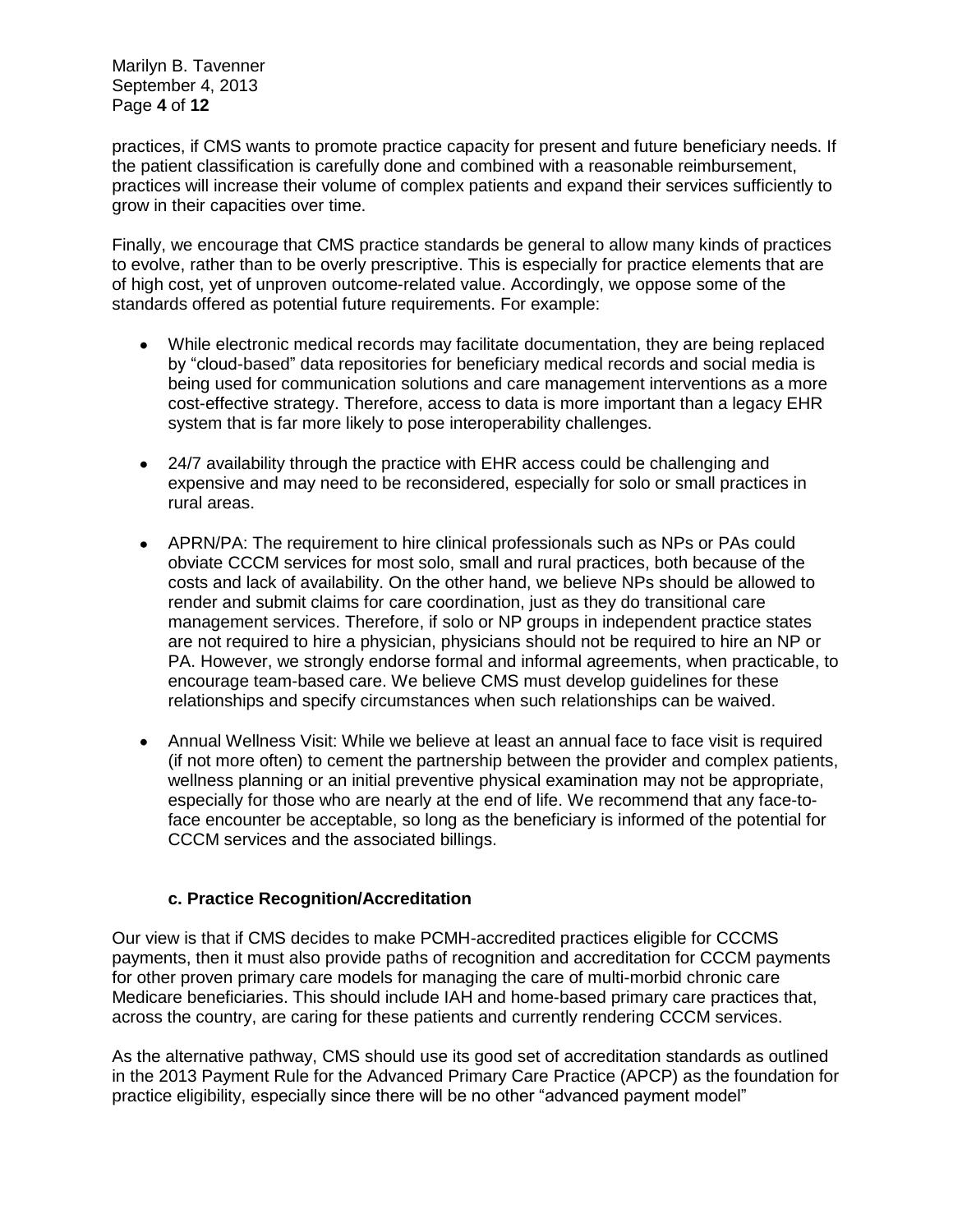practices, if CMS wants to promote practice capacity for present and future beneficiary needs. If the patient classification is carefully done and combined with a reasonable reimbursement, practices will increase their volume of complex patients and expand their services sufficiently to grow in their capacities over time.

Finally, we encourage that CMS practice standards be general to allow many kinds of practices to evolve, rather than to be overly prescriptive. This is especially for practice elements that are of high cost, yet of unproven outcome-related value. Accordingly, we oppose some of the standards offered as potential future requirements. For example:

- While electronic medical records may facilitate documentation, they are being replaced by "cloud-based" data repositories for beneficiary medical records and social media is being used for communication solutions and care management interventions as a more cost-effective strategy. Therefore, access to data is more important than a legacy EHR system that is far more likely to pose interoperability challenges.

- 24/7 availability through the practice with EHR access could be challenging and expensive and may need to be reconsidered, especially for solo or small practices in rural areas.

- APRN/PA: The requirement to hire clinical professionals such as NPs or PAs could obviate CCCM services for most solo, small and rural practices, both because of the costs and lack of availability. On the other hand, we believe NPs should be allowed to render and submit claims for care coordination, just as they do transitional care management services. Therefore, if solo or NP groups in independent practice states are not required to hire a physician, physicians should not be required to hire an NP or PA. However, we strongly endorse formal and informal agreements, when practicable, to encourage team-based care. We believe CMS must develop guidelines for these relationships and specify circumstances when such relationships can be waived.

- Annual Wellness Visit: While we believe at least an annual face to face visit is required (if not more often) to cement the partnership between the provider and complex patients, wellness planning or an initial preventive physical examination may not be appropriate, especially for those who are nearly at the end of life. We recommend that any face-to-face encounter be acceptable, so long as the beneficiary is informed of the potential for CCCM services and the associated billings.

### c. Practice Recognition/Accreditation

Our view is that if CMS decides to make PCMH-accredited practices eligible for CCCMS payments, then it must also provide paths of recognition and accreditation for CCCM payments for other proven primary care models for managing the care of multi-morbid chronic care Medicare beneficiaries. This should include IAH and home-based primary care practices that, across the country, are caring for these patients and currently rendering CCCM services.

As the alternative pathway, CMS should use its good set of accreditation standards as outlined in the 2013 Payment Rule for the Advanced Primary Care Practice (APCP) as the foundation for practice eligibility, especially since there will be no other "advanced payment model"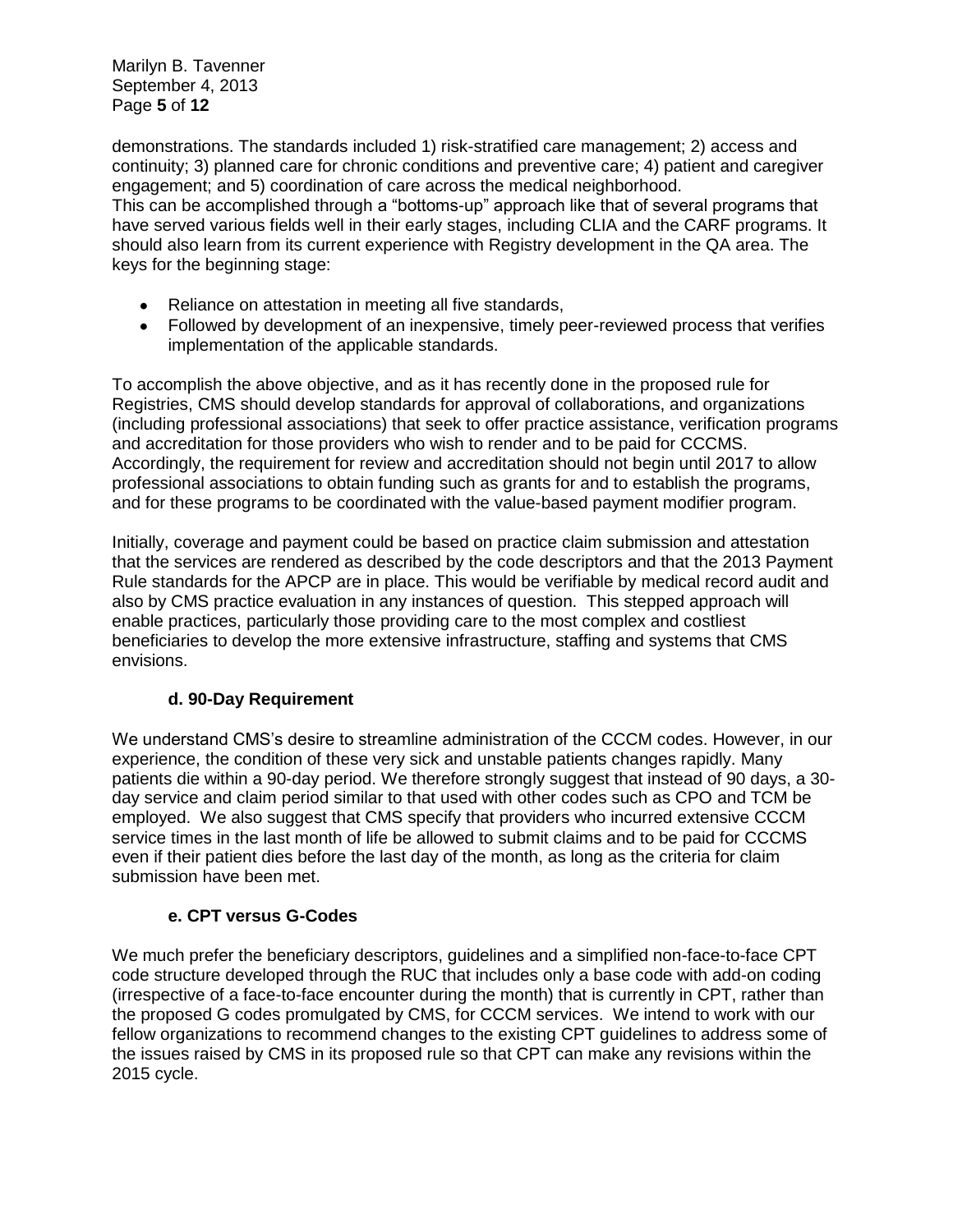demonstrations. The standards included 1) risk-stratified care management; 2) access and continuity; 3) planned care for chronic conditions and preventive care; 4) patient and caregiver engagement; and 5) coordination of care across the medical neighborhood.
This can be accomplished through a "bottoms-up" approach like that of several programs that have served various fields well in their early stages, including CLIA and the CARF programs. It should also learn from its current experience with Registry development in the QA area. The keys for the beginning stage:

- Reliance on attestation in meeting all five standards,
- Followed by development of an inexpensive, timely peer-reviewed process that verifies implementation of the applicable standards.

To accomplish the above objective, and as it has recently done in the proposed rule for Registries, CMS should develop standards for approval of collaborations, and organizations (including professional associations) that seek to offer practice assistance, verification programs and accreditation for those providers who wish to render and to be paid for CCCMS. Accordingly, the requirement for review and accreditation should not begin until 2017 to allow professional associations to obtain funding such as grants for and to establish the programs, and for these programs to be coordinated with the value-based payment modifier program.

Initially, coverage and payment could be based on practice claim submission and attestation that the services are rendered as described by the code descriptors and that the 2013 Payment Rule standards for the APCP are in place. This would be verifiable by medical record audit and also by CMS practice evaluation in any instances of question. This stepped approach will enable practices, particularly those providing care to the most complex and costliest beneficiaries to develop the more extensive infrastructure, staffing and systems that CMS envisions.

### d. 90-Day Requirement

We understand CMS's desire to streamline administration of the CCCM codes. However, in our experience, the condition of these very sick and unstable patients changes rapidly. Many patients die within a 90-day period. We therefore strongly suggest that instead of 90 days, a 30-day service and claim period similar to that used with other codes such as CPO and TCM be employed. We also suggest that CMS specify that providers who incurred extensive CCCM service times in the last month of life be allowed to submit claims and to be paid for CCCMS even if their patient dies before the last day of the month, as long as the criteria for claim submission have been met.

### e. CPT versus G-Codes

We much prefer the beneficiary descriptors, guidelines and a simplified non-face-to-face CPT code structure developed through the RUC that includes only a base code with add-on coding (irrespective of a face-to-face encounter during the month) that is currently in CPT, rather than the proposed G codes promulgated by CMS, for CCCM services. We intend to work with our fellow organizations to recommend changes to the existing CPT guidelines to address some of the issues raised by CMS in its proposed rule so that CPT can make any revisions within the 2015 cycle.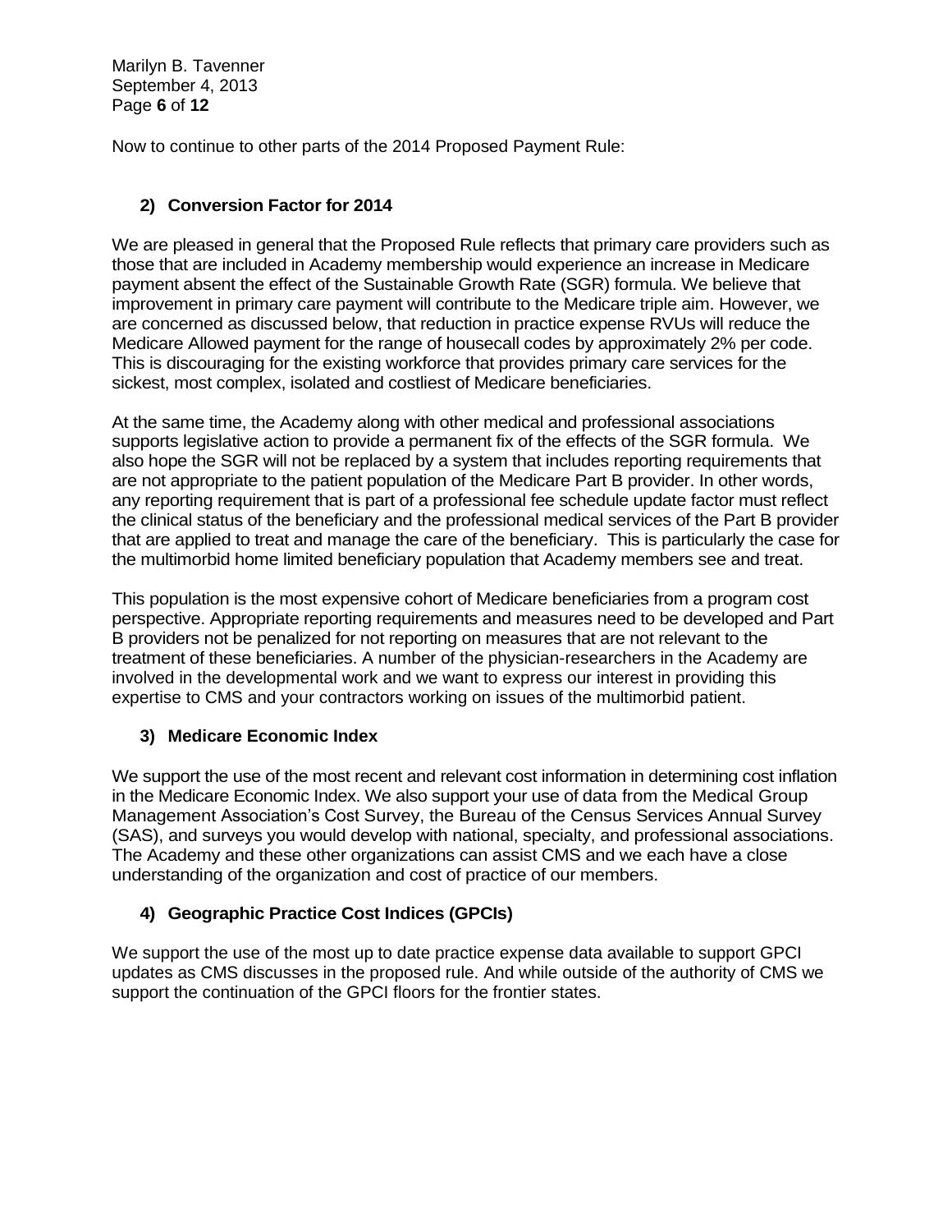Now to continue to other parts of the 2014 Proposed Payment Rule:

## 2) Conversion Factor for 2014

We are pleased in general that the Proposed Rule reflects that primary care providers such as those that are included in Academy membership would experience an increase in Medicare payment absent the effect of the Sustainable Growth Rate (SGR) formula. We believe that improvement in primary care payment will contribute to the Medicare triple aim. However, we are concerned as discussed below, that reduction in practice expense RVUs will reduce the Medicare Allowed payment for the range of housecall codes by approximately 2% per code. This is discouraging for the existing workforce that provides primary care services for the sickest, most complex, isolated and costliest of Medicare beneficiaries.

At the same time, the Academy along with other medical and professional associations supports legislative action to provide a permanent fix of the effects of the SGR formula. We also hope the SGR will not be replaced by a system that includes reporting requirements that are not appropriate to the patient population of the Medicare Part B provider. In other words, any reporting requirement that is part of a professional fee schedule update factor must reflect the clinical status of the beneficiary and the professional medical services of the Part B provider that are applied to treat and manage the care of the beneficiary. This is particularly the case for the multimorbid home limited beneficiary population that Academy members see and treat.

This population is the most expensive cohort of Medicare beneficiaries from a program cost perspective. Appropriate reporting requirements and measures need to be developed and Part B providers not be penalized for not reporting on measures that are not relevant to the treatment of these beneficiaries. A number of the physician-researchers in the Academy are involved in the developmental work and we want to express our interest in providing this expertise to CMS and your contractors working on issues of the multimorbid patient.

## 3) Medicare Economic Index

We support the use of the most recent and relevant cost information in determining cost inflation in the Medicare Economic Index. We also support your use of data from the Medical Group Management Association's Cost Survey, the Bureau of the Census Services Annual Survey (SAS), and surveys you would develop with national, specialty, and professional associations. The Academy and these other organizations can assist CMS and we each have a close understanding of the organization and cost of practice of our members.

## 4) Geographic Practice Cost Indices (GPCIs)

We support the use of the most up to date practice expense data available to support GPCI updates as CMS discusses in the proposed rule. And while outside of the authority of CMS we support the continuation of the GPCI floors for the frontier states.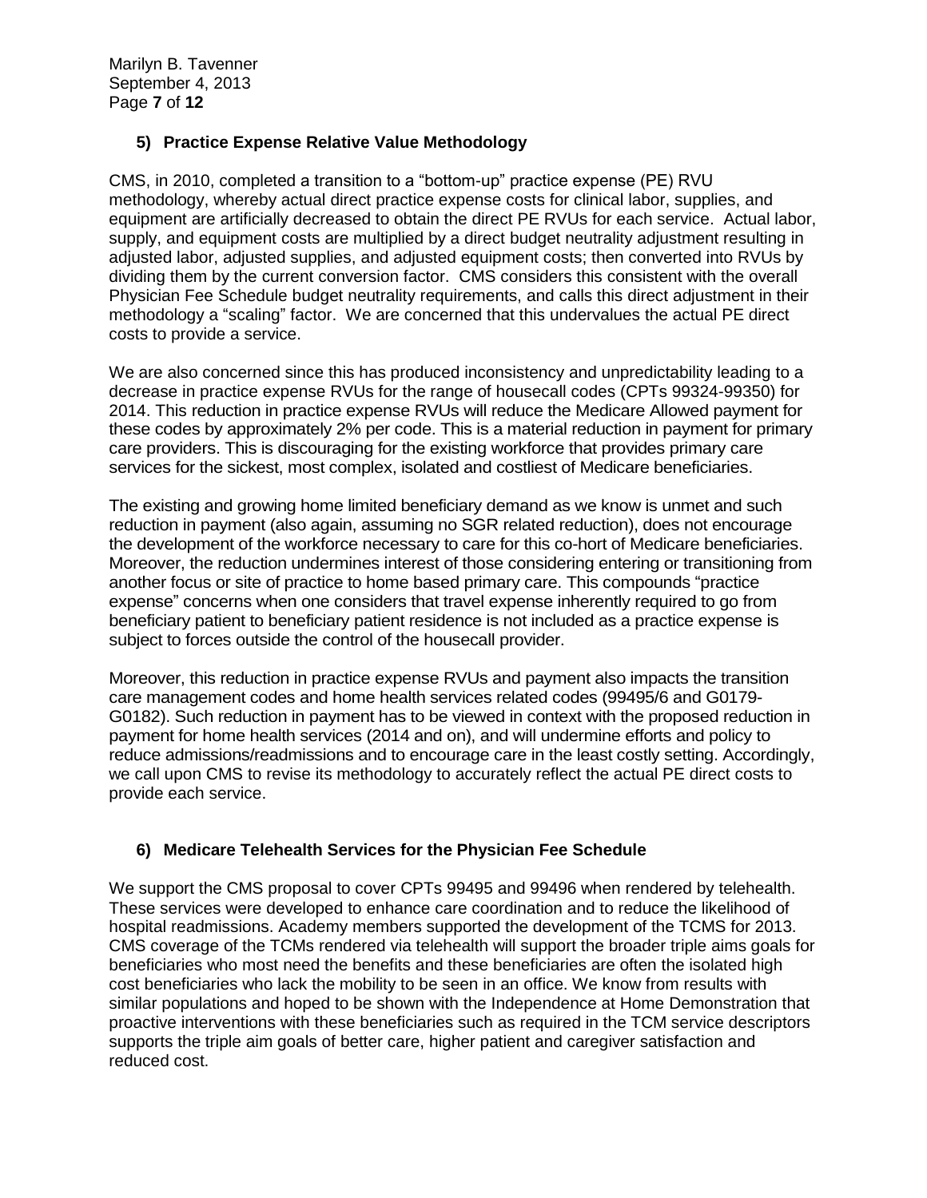### 5) Practice Expense Relative Value Methodology

CMS, in 2010, completed a transition to a "bottom-up" practice expense (PE) RVU methodology, whereby actual direct practice expense costs for clinical labor, supplies, and equipment are artificially decreased to obtain the direct PE RVUs for each service. Actual labor, supply, and equipment costs are multiplied by a direct budget neutrality adjustment resulting in adjusted labor, adjusted supplies, and adjusted equipment costs; then converted into RVUs by dividing them by the current conversion factor. CMS considers this consistent with the overall Physician Fee Schedule budget neutrality requirements, and calls this direct adjustment in their methodology a "scaling" factor. We are concerned that this undervalues the actual PE direct costs to provide a service.

We are also concerned since this has produced inconsistency and unpredictability leading to a decrease in practice expense RVUs for the range of housecall codes (CPTs 99324-99350) for 2014. This reduction in practice expense RVUs will reduce the Medicare Allowed payment for these codes by approximately 2% per code. This is a material reduction in payment for primary care providers. This is discouraging for the existing workforce that provides primary care services for the sickest, most complex, isolated and costliest of Medicare beneficiaries.

The existing and growing home limited beneficiary demand as we know is unmet and such reduction in payment (also again, assuming no SGR related reduction), does not encourage the development of the workforce necessary to care for this co-hort of Medicare beneficiaries. Moreover, the reduction undermines interest of those considering entering or transitioning from another focus or site of practice to home based primary care. This compounds "practice expense" concerns when one considers that travel expense inherently required to go from beneficiary patient to beneficiary patient residence is not included as a practice expense is subject to forces outside the control of the housecall provider.

Moreover, this reduction in practice expense RVUs and payment also impacts the transition care management codes and home health services related codes (99495/6 and G0179-G0182). Such reduction in payment has to be viewed in context with the proposed reduction in payment for home health services (2014 and on), and will undermine efforts and policy to reduce admissions/readmissions and to encourage care in the least costly setting. Accordingly, we call upon CMS to revise its methodology to accurately reflect the actual PE direct costs to provide each service.

### 6) Medicare Telehealth Services for the Physician Fee Schedule

We support the CMS proposal to cover CPTs 99495 and 99496 when rendered by telehealth. These services were developed to enhance care coordination and to reduce the likelihood of hospital readmissions. Academy members supported the development of the TCMS for 2013. CMS coverage of the TCMs rendered via telehealth will support the broader triple aims goals for beneficiaries who most need the benefits and these beneficiaries are often the isolated high cost beneficiaries who lack the mobility to be seen in an office. We know from results with similar populations and hoped to be shown with the Independence at Home Demonstration that proactive interventions with these beneficiaries such as required in the TCM service descriptors supports the triple aim goals of better care, higher patient and caregiver satisfaction and reduced cost.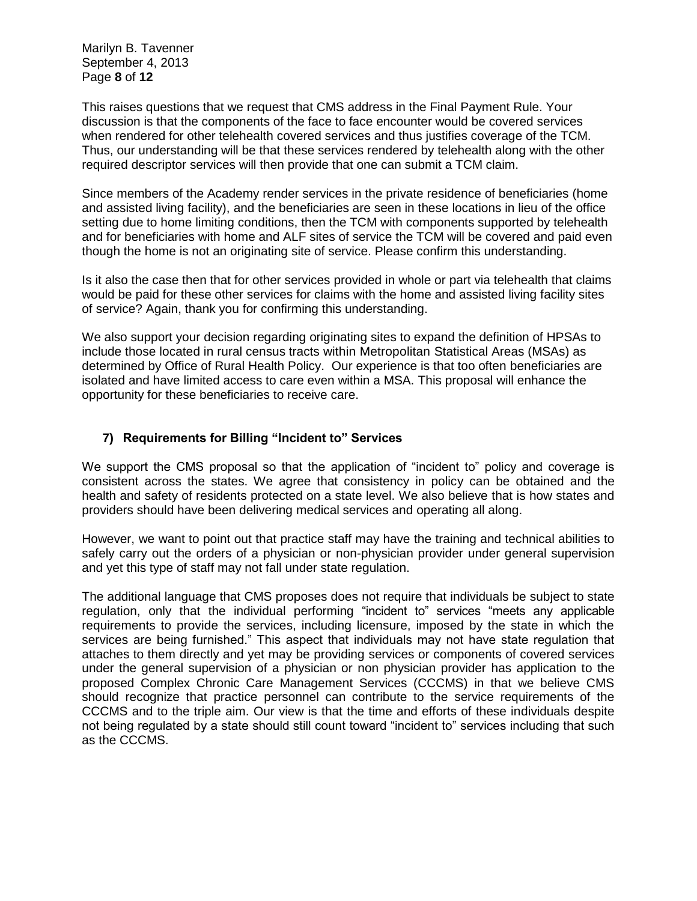This raises questions that we request that CMS address in the Final Payment Rule. Your discussion is that the components of the face to face encounter would be covered services when rendered for other telehealth covered services and thus justifies coverage of the TCM. Thus, our understanding will be that these services rendered by telehealth along with the other required descriptor services will then provide that one can submit a TCM claim.

Since members of the Academy render services in the private residence of beneficiaries (home and assisted living facility), and the beneficiaries are seen in these locations in lieu of the office setting due to home limiting conditions, then the TCM with components supported by telehealth and for beneficiaries with home and ALF sites of service the TCM will be covered and paid even though the home is not an originating site of service. Please confirm this understanding.

Is it also the case then that for other services provided in whole or part via telehealth that claims would be paid for these other services for claims with the home and assisted living facility sites of service? Again, thank you for confirming this understanding.

We also support your decision regarding originating sites to expand the definition of HPSAs to include those located in rural census tracts within Metropolitan Statistical Areas (MSAs) as determined by Office of Rural Health Policy. Our experience is that too often beneficiaries are isolated and have limited access to care even within a MSA. This proposal will enhance the opportunity for these beneficiaries to receive care.

### 7) Requirements for Billing "Incident to" Services

We support the CMS proposal so that the application of "incident to" policy and coverage is consistent across the states. We agree that consistency in policy can be obtained and the health and safety of residents protected on a state level. We also believe that is how states and providers should have been delivering medical services and operating all along.

However, we want to point out that practice staff may have the training and technical abilities to safely carry out the orders of a physician or non-physician provider under general supervision and yet this type of staff may not fall under state regulation.

The additional language that CMS proposes does not require that individuals be subject to state regulation, only that the individual performing "incident to" services "meets any applicable requirements to provide the services, including licensure, imposed by the state in which the services are being furnished." This aspect that individuals may not have state regulation that attaches to them directly and yet may be providing services or components of covered services under the general supervision of a physician or non physician provider has application to the proposed Complex Chronic Care Management Services (CCCMS) in that we believe CMS should recognize that practice personnel can contribute to the service requirements of the CCCMS and to the triple aim. Our view is that the time and efforts of these individuals despite not being regulated by a state should still count toward "incident to" services including that such as the CCCMS.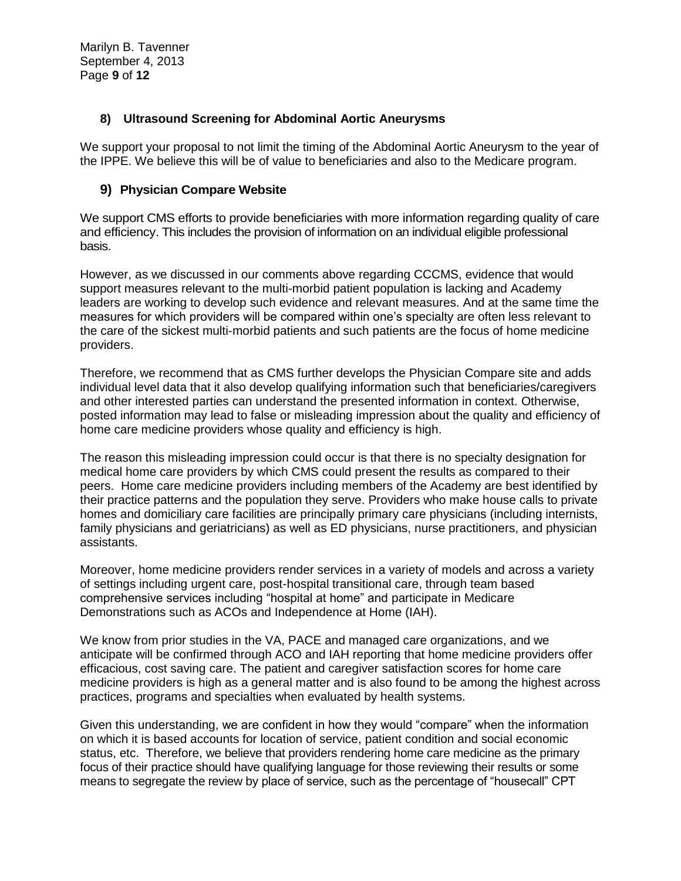### 8) Ultrasound Screening for Abdominal Aortic Aneurysms

We support your proposal to not limit the timing of the Abdominal Aortic Aneurysm to the year of the IPPE. We believe this will be of value to beneficiaries and also to the Medicare program.

### 9) Physician Compare Website

We support CMS efforts to provide beneficiaries with more information regarding quality of care and efficiency. This includes the provision of information on an individual eligible professional basis.

However, as we discussed in our comments above regarding CCCMS, evidence that would support measures relevant to the multi-morbid patient population is lacking and Academy leaders are working to develop such evidence and relevant measures. And at the same time the measures for which providers will be compared within one's specialty are often less relevant to the care of the sickest multi-morbid patients and such patients are the focus of home medicine providers.

Therefore, we recommend that as CMS further develops the Physician Compare site and adds individual level data that it also develop qualifying information such that beneficiaries/caregivers and other interested parties can understand the presented information in context. Otherwise, posted information may lead to false or misleading impression about the quality and efficiency of home care medicine providers whose quality and efficiency is high.

The reason this misleading impression could occur is that there is no specialty designation for medical home care providers by which CMS could present the results as compared to their peers. Home care medicine providers including members of the Academy are best identified by their practice patterns and the population they serve. Providers who make house calls to private homes and domiciliary care facilities are principally primary care physicians (including internists, family physicians and geriatricians) as well as ED physicians, nurse practitioners, and physician assistants.

Moreover, home medicine providers render services in a variety of models and across a variety of settings including urgent care, post-hospital transitional care, through team based comprehensive services including "hospital at home" and participate in Medicare Demonstrations such as ACOs and Independence at Home (IAH).

We know from prior studies in the VA, PACE and managed care organizations, and we anticipate will be confirmed through ACO and IAH reporting that home medicine providers offer efficacious, cost saving care. The patient and caregiver satisfaction scores for home care medicine providers is high as a general matter and is also found to be among the highest across practices, programs and specialties when evaluated by health systems.

Given this understanding, we are confident in how they would "compare" when the information on which it is based accounts for location of service, patient condition and social economic status, etc. Therefore, we believe that providers rendering home care medicine as the primary focus of their practice should have qualifying language for those reviewing their results or some means to segregate the review by place of service, such as the percentage of "housecall" CPT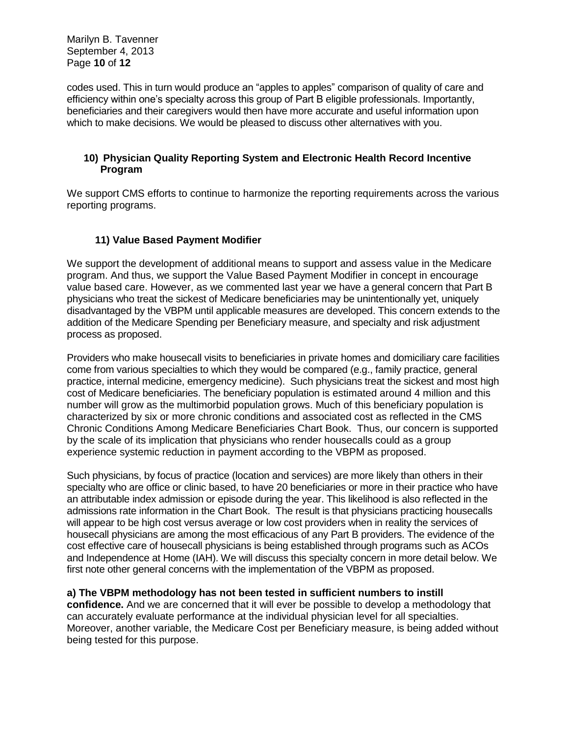codes used. This in turn would produce an "apples to apples" comparison of quality of care and efficiency within one's specialty across this group of Part B eligible professionals. Importantly, beneficiaries and their caregivers would then have more accurate and useful information upon which to make decisions. We would be pleased to discuss other alternatives with you.

### 10) Physician Quality Reporting System and Electronic Health Record Incentive Program

We support CMS efforts to continue to harmonize the reporting requirements across the various reporting programs.

### 11) Value Based Payment Modifier

We support the development of additional means to support and assess value in the Medicare program. And thus, we support the Value Based Payment Modifier in concept in encourage value based care. However, as we commented last year we have a general concern that Part B physicians who treat the sickest of Medicare beneficiaries may be unintentionally yet, uniquely disadvantaged by the VBPM until applicable measures are developed. This concern extends to the addition of the Medicare Spending per Beneficiary measure, and specialty and risk adjustment process as proposed.

Providers who make housecall visits to beneficiaries in private homes and domiciliary care facilities come from various specialties to which they would be compared (e.g., family practice, general practice, internal medicine, emergency medicine). Such physicians treat the sickest and most high cost of Medicare beneficiaries. The beneficiary population is estimated around 4 million and this number will grow as the multimorbid population grows. Much of this beneficiary population is characterized by six or more chronic conditions and associated cost as reflected in the CMS Chronic Conditions Among Medicare Beneficiaries Chart Book. Thus, our concern is supported by the scale of its implication that physicians who render housecalls could as a group experience systemic reduction in payment according to the VBPM as proposed.

Such physicians, by focus of practice (location and services) are more likely than others in their specialty who are office or clinic based, to have 20 beneficiaries or more in their practice who have an attributable index admission or episode during the year. This likelihood is also reflected in the admissions rate information in the Chart Book. The result is that physicians practicing housecalls will appear to be high cost versus average or low cost providers when in reality the services of housecall physicians are among the most efficacious of any Part B providers. The evidence of the cost effective care of housecall physicians is being established through programs such as ACOs and Independence at Home (IAH). We will discuss this specialty concern in more detail below. We first note other general concerns with the implementation of the VBPM as proposed.

**a) The VBPM methodology has not been tested in sufficient numbers to instill confidence.** And we are concerned that it will ever be possible to develop a methodology that can accurately evaluate performance at the individual physician level for all specialties. Moreover, another variable, the Medicare Cost per Beneficiary measure, is being added without being tested for this purpose.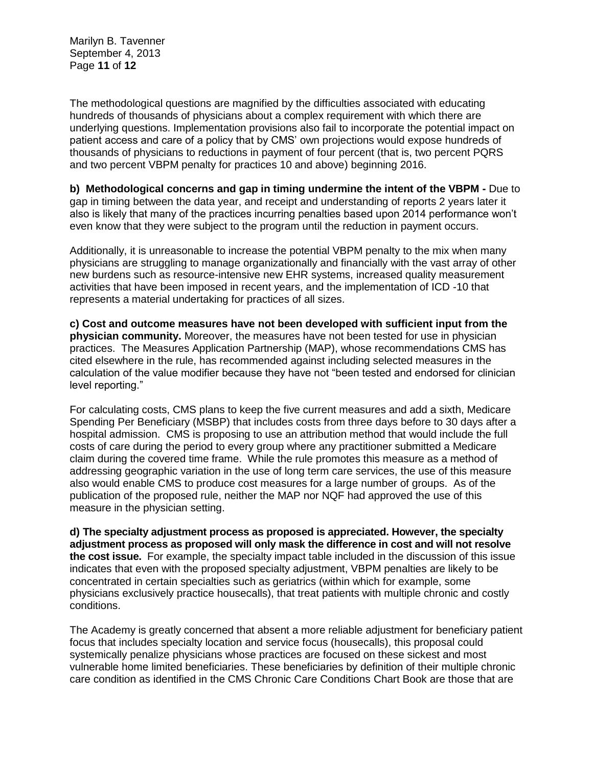The methodological questions are magnified by the difficulties associated with educating hundreds of thousands of physicians about a complex requirement with which there are underlying questions. Implementation provisions also fail to incorporate the potential impact on patient access and care of a policy that by CMS' own projections would expose hundreds of thousands of physicians to reductions in payment of four percent (that is, two percent PQRS and two percent VBPM penalty for practices 10 and above) beginning 2016.

**b) Methodological concerns and gap in timing undermine the intent of the VBPM -** Due to gap in timing between the data year, and receipt and understanding of reports 2 years later it also is likely that many of the practices incurring penalties based upon 2014 performance won't even know that they were subject to the program until the reduction in payment occurs.

Additionally, it is unreasonable to increase the potential VBPM penalty to the mix when many physicians are struggling to manage organizationally and financially with the vast array of other new burdens such as resource-intensive new EHR systems, increased quality measurement activities that have been imposed in recent years, and the implementation of ICD -10 that represents a material undertaking for practices of all sizes.

**c) Cost and outcome measures have not been developed with sufficient input from the physician community.** Moreover, the measures have not been tested for use in physician practices. The Measures Application Partnership (MAP), whose recommendations CMS has cited elsewhere in the rule, has recommended against including selected measures in the calculation of the value modifier because they have not "been tested and endorsed for clinician level reporting."

For calculating costs, CMS plans to keep the five current measures and add a sixth, Medicare Spending Per Beneficiary (MSBP) that includes costs from three days before to 30 days after a hospital admission. CMS is proposing to use an attribution method that would include the full costs of care during the period to every group where any practitioner submitted a Medicare claim during the covered time frame. While the rule promotes this measure as a method of addressing geographic variation in the use of long term care services, the use of this measure also would enable CMS to produce cost measures for a large number of groups. As of the publication of the proposed rule, neither the MAP nor NQF had approved the use of this measure in the physician setting.

**d) The specialty adjustment process as proposed is appreciated. However, the specialty adjustment process as proposed will only mask the difference in cost and will not resolve the cost issue.** For example, the specialty impact table included in the discussion of this issue indicates that even with the proposed specialty adjustment, VBPM penalties are likely to be concentrated in certain specialties such as geriatrics (within which for example, some physicians exclusively practice housecalls), that treat patients with multiple chronic and costly conditions.

The Academy is greatly concerned that absent a more reliable adjustment for beneficiary patient focus that includes specialty location and service focus (housecalls), this proposal could systemically penalize physicians whose practices are focused on these sickest and most vulnerable home limited beneficiaries. These beneficiaries by definition of their multiple chronic care condition as identified in the CMS Chronic Care Conditions Chart Book are those that are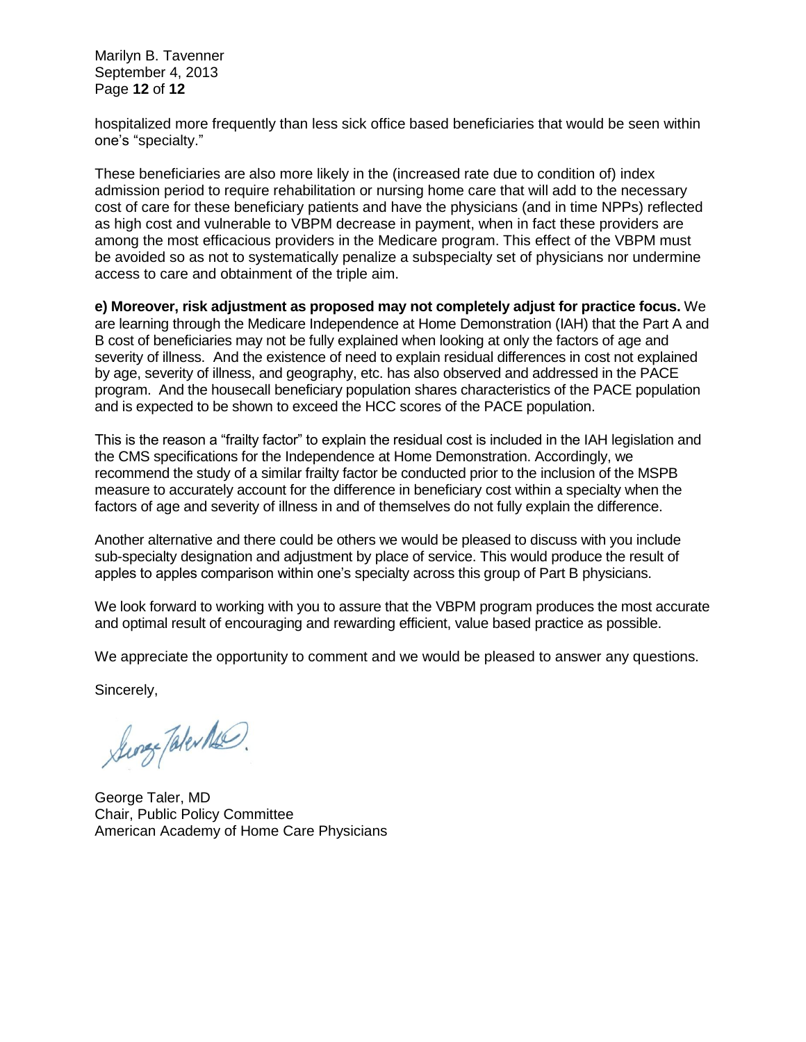hospitalized more frequently than less sick office based beneficiaries that would be seen within one's "specialty."

These beneficiaries are also more likely in the (increased rate due to condition of) index admission period to require rehabilitation or nursing home care that will add to the necessary cost of care for these beneficiary patients and have the physicians (and in time NPPs) reflected as high cost and vulnerable to VBPM decrease in payment, when in fact these providers are among the most efficacious providers in the Medicare program. This effect of the VBPM must be avoided so as not to systematically penalize a subspecialty set of physicians nor undermine access to care and obtainment of the triple aim.

**e) Moreover, risk adjustment as proposed may not completely adjust for practice focus.** We are learning through the Medicare Independence at Home Demonstration (IAH) that the Part A and B cost of beneficiaries may not be fully explained when looking at only the factors of age and severity of illness. And the existence of need to explain residual differences in cost not explained by age, severity of illness, and geography, etc. has also observed and addressed in the PACE program. And the housecall beneficiary population shares characteristics of the PACE population and is expected to be shown to exceed the HCC scores of the PACE population.

This is the reason a "frailty factor" to explain the residual cost is included in the IAH legislation and the CMS specifications for the Independence at Home Demonstration. Accordingly, we recommend the study of a similar frailty factor be conducted prior to the inclusion of the MSPB measure to accurately account for the difference in beneficiary cost within a specialty when the factors of age and severity of illness in and of themselves do not fully explain the difference.

Another alternative and there could be others we would be pleased to discuss with you include sub-specialty designation and adjustment by place of service. This would produce the result of apples to apples comparison within one's specialty across this group of Part B physicians.

We look forward to working with you to assure that the VBPM program produces the most accurate and optimal result of encouraging and rewarding efficient, value based practice as possible.

We appreciate the opportunity to comment and we would be pleased to answer any questions.

Sincerely,

George Taler, MD
Chair, Public Policy Committee
American Academy of Home Care Physicians